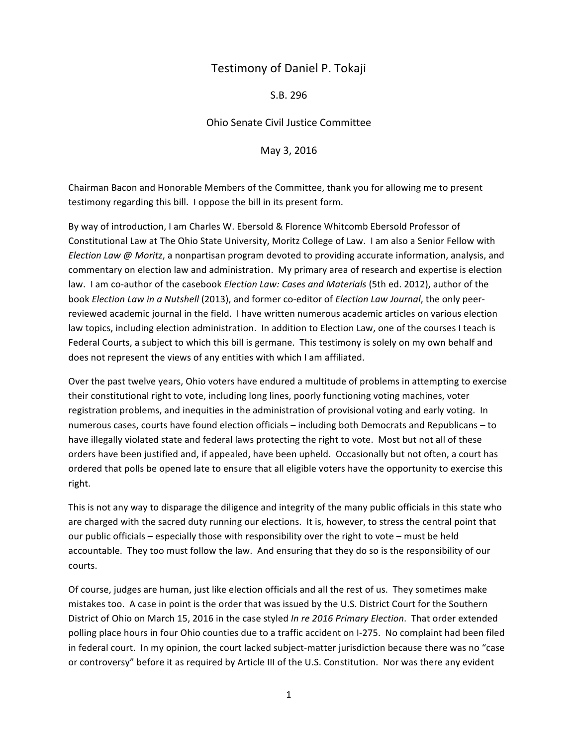# Testimony of Daniel P. Tokaji

S.B. 296

Ohio Senate Civil Justice Committee

May 3, 2016

Chairman Bacon and Honorable Members of the Committee, thank you for allowing me to present testimony regarding this bill. I oppose the bill in its present form.

By way of introduction, I am Charles W. Ebersold & Florence Whitcomb Ebersold Professor of Constitutional Law at The Ohio State University, Moritz College of Law. I am also a Senior Fellow with *Election Law @ Moritz*, a nonpartisan program devoted to providing accurate information, analysis, and commentary on election law and administration. My primary area of research and expertise is election law. I am co-author of the casebook *Election Law: Cases and Materials* (5th ed. 2012), author of the book *Election Law in a Nutshell* (2013), and former co-editor of *Election Law Journal*, the only peer-reviewed academic journal in the field. I have written numerous academic articles on various election law topics, including election administration. In addition to Election Law, one of the courses I teach is Federal Courts, a subject to which this bill is germane. This testimony is solely on my own behalf and does not represent the views of any entities with which I am affiliated.

Over the past twelve years, Ohio voters have endured a multitude of problems in attempting to exercise their constitutional right to vote, including long lines, poorly functioning voting machines, voter registration problems, and inequities in the administration of provisional voting and early voting. In numerous cases, courts have found election officials – including both Democrats and Republicans – to have illegally violated state and federal laws protecting the right to vote. Most but not all of these orders have been justified and, if appealed, have been upheld. Occasionally but not often, a court has ordered that polls be opened late to ensure that all eligible voters have the opportunity to exercise this right.

This is not any way to disparage the diligence and integrity of the many public officials in this state who are charged with the sacred duty running our elections. It is, however, to stress the central point that our public officials – especially those with responsibility over the right to vote – must be held accountable. They too must follow the law. And ensuring that they do so is the responsibility of our courts.

Of course, judges are human, just like election officials and all the rest of us. They sometimes make mistakes too. A case in point is the order that was issued by the U.S. District Court for the Southern District of Ohio on March 15, 2016 in the case styled *In re 2016 Primary Election*. That order extended polling place hours in four Ohio counties due to a traffic accident on I-275. No complaint had been filed in federal court. In my opinion, the court lacked subject-matter jurisdiction because there was no "case or controversy" before it as required by Article III of the U.S. Constitution. Nor was there any evident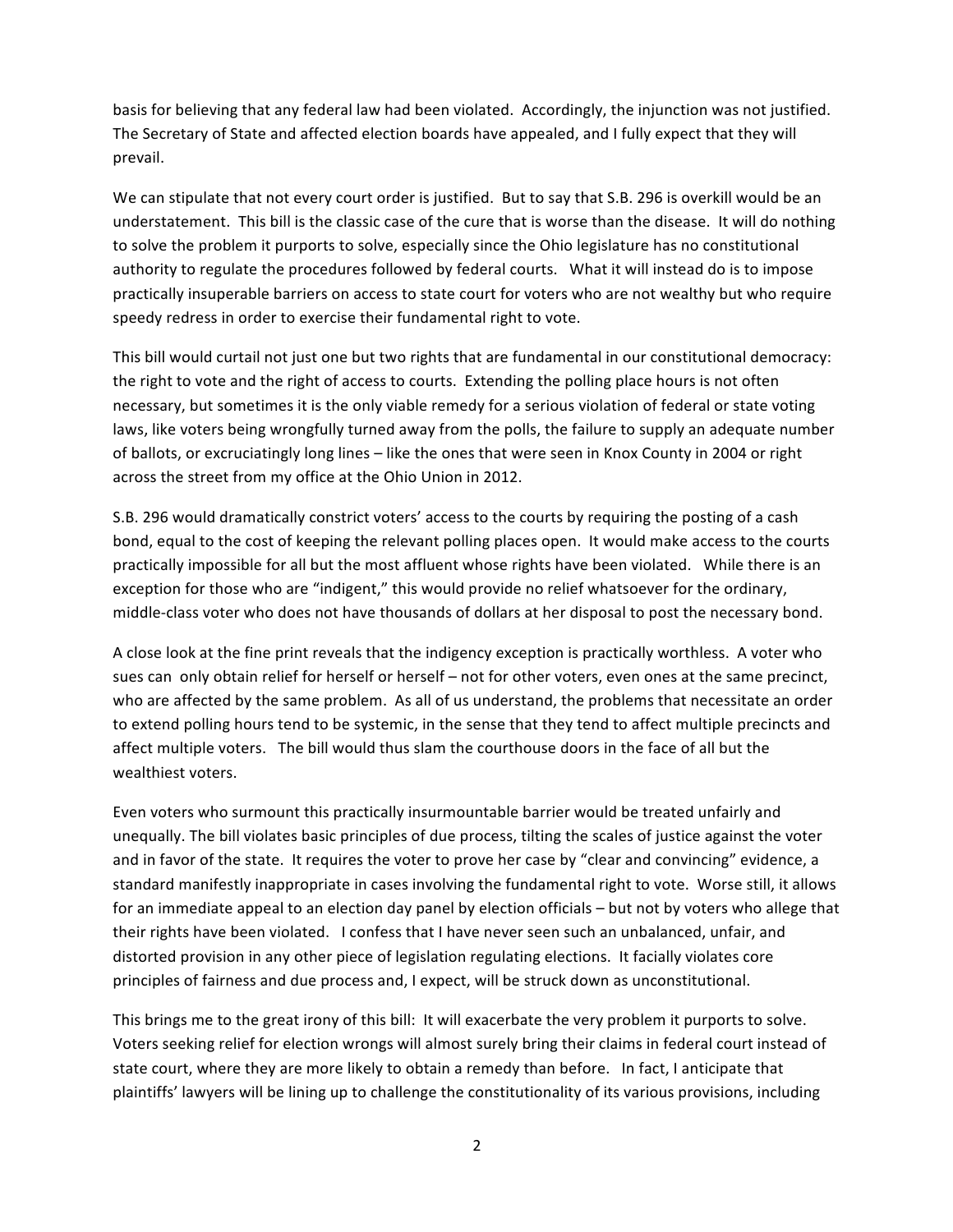basis for believing that any federal law had been violated. Accordingly, the injunction was not justified. The Secretary of State and affected election boards have appealed, and I fully expect that they will prevail.

We can stipulate that not every court order is justified. But to say that S.B. 296 is overkill would be an understatement. This bill is the classic case of the cure that is worse than the disease. It will do nothing to solve the problem it purports to solve, especially since the Ohio legislature has no constitutional authority to regulate the procedures followed by federal courts. What it will instead do is to impose practically insuperable barriers on access to state court for voters who are not wealthy but who require speedy redress in order to exercise their fundamental right to vote.

This bill would curtail not just one but two rights that are fundamental in our constitutional democracy: the right to vote and the right of access to courts. Extending the polling place hours is not often necessary, but sometimes it is the only viable remedy for a serious violation of federal or state voting laws, like voters being wrongfully turned away from the polls, the failure to supply an adequate number of ballots, or excruciatingly long lines – like the ones that were seen in Knox County in 2004 or right across the street from my office at the Ohio Union in 2012.

S.B. 296 would dramatically constrict voters' access to the courts by requiring the posting of a cash bond, equal to the cost of keeping the relevant polling places open. It would make access to the courts practically impossible for all but the most affluent whose rights have been violated. While there is an exception for those who are "indigent," this would provide no relief whatsoever for the ordinary, middle-class voter who does not have thousands of dollars at her disposal to post the necessary bond.

A close look at the fine print reveals that the indigency exception is practically worthless. A voter who sues can only obtain relief for herself or herself – not for other voters, even ones at the same precinct, who are affected by the same problem. As all of us understand, the problems that necessitate an order to extend polling hours tend to be systemic, in the sense that they tend to affect multiple precincts and affect multiple voters. The bill would thus slam the courthouse doors in the face of all but the wealthiest voters.

Even voters who surmount this practically insurmountable barrier would be treated unfairly and unequally. The bill violates basic principles of due process, tilting the scales of justice against the voter and in favor of the state. It requires the voter to prove her case by "clear and convincing" evidence, a standard manifestly inappropriate in cases involving the fundamental right to vote. Worse still, it allows for an immediate appeal to an election day panel by election officials – but not by voters who allege that their rights have been violated. I confess that I have never seen such an unbalanced, unfair, and distorted provision in any other piece of legislation regulating elections. It facially violates core principles of fairness and due process and, I expect, will be struck down as unconstitutional.

This brings me to the great irony of this bill: It will exacerbate the very problem it purports to solve. Voters seeking relief for election wrongs will almost surely bring their claims in federal court instead of state court, where they are more likely to obtain a remedy than before. In fact, I anticipate that plaintiffs' lawyers will be lining up to challenge the constitutionality of its various provisions, including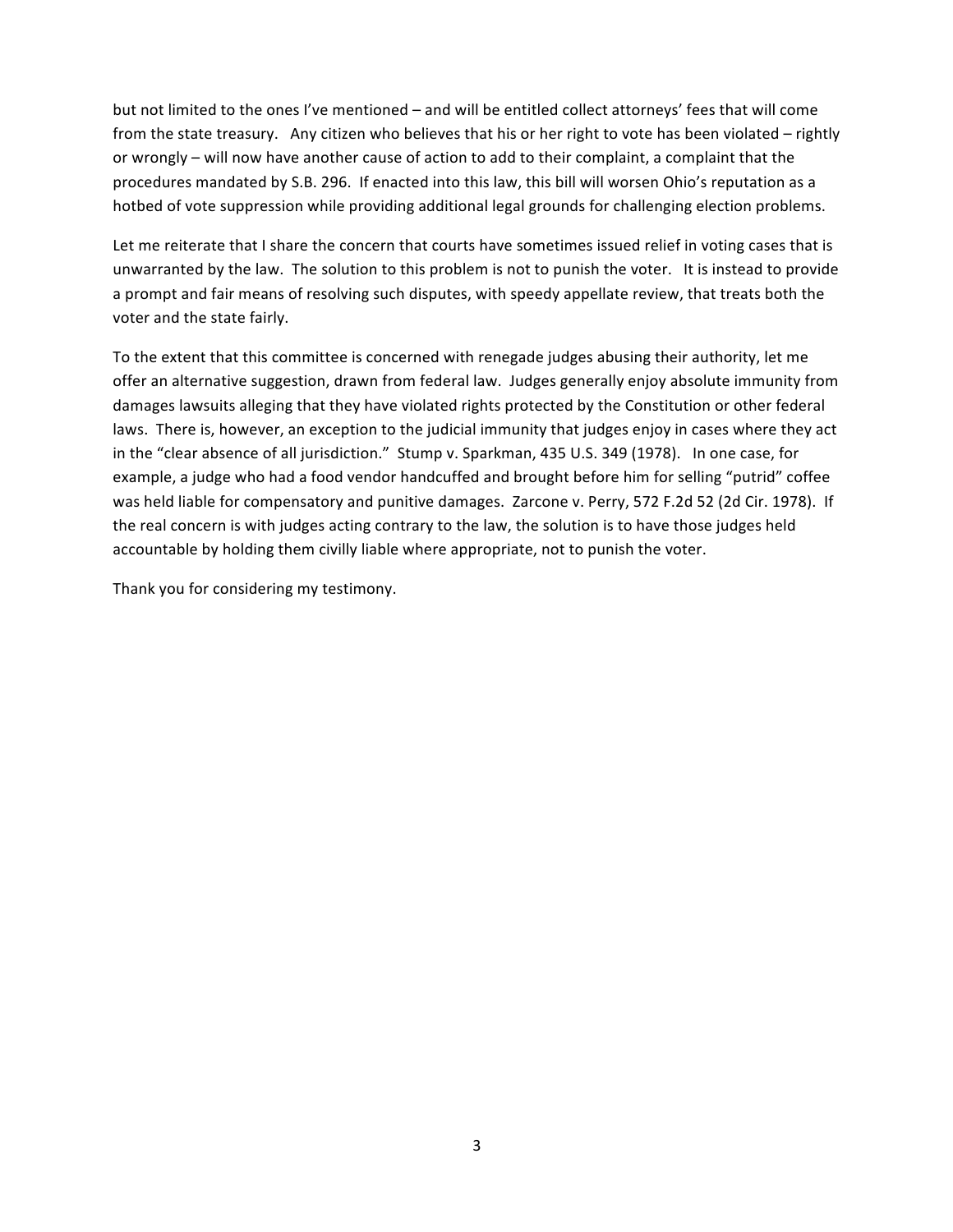but not limited to the ones I've mentioned – and will be entitled collect attorneys' fees that will come from the state treasury. Any citizen who believes that his or her right to vote has been violated – rightly or wrongly – will now have another cause of action to add to their complaint, a complaint that the procedures mandated by S.B. 296. If enacted into this law, this bill will worsen Ohio's reputation as a hotbed of vote suppression while providing additional legal grounds for challenging election problems.

Let me reiterate that I share the concern that courts have sometimes issued relief in voting cases that is unwarranted by the law. The solution to this problem is not to punish the voter. It is instead to provide a prompt and fair means of resolving such disputes, with speedy appellate review, that treats both the voter and the state fairly.

To the extent that this committee is concerned with renegade judges abusing their authority, let me offer an alternative suggestion, drawn from federal law. Judges generally enjoy absolute immunity from damages lawsuits alleging that they have violated rights protected by the Constitution or other federal laws. There is, however, an exception to the judicial immunity that judges enjoy in cases where they act in the "clear absence of all jurisdiction." Stump v. Sparkman, 435 U.S. 349 (1978). In one case, for example, a judge who had a food vendor handcuffed and brought before him for selling "putrid" coffee was held liable for compensatory and punitive damages. Zarcone v. Perry, 572 F.2d 52 (2d Cir. 1978). If the real concern is with judges acting contrary to the law, the solution is to have those judges held accountable by holding them civilly liable where appropriate, not to punish the voter.

Thank you for considering my testimony.